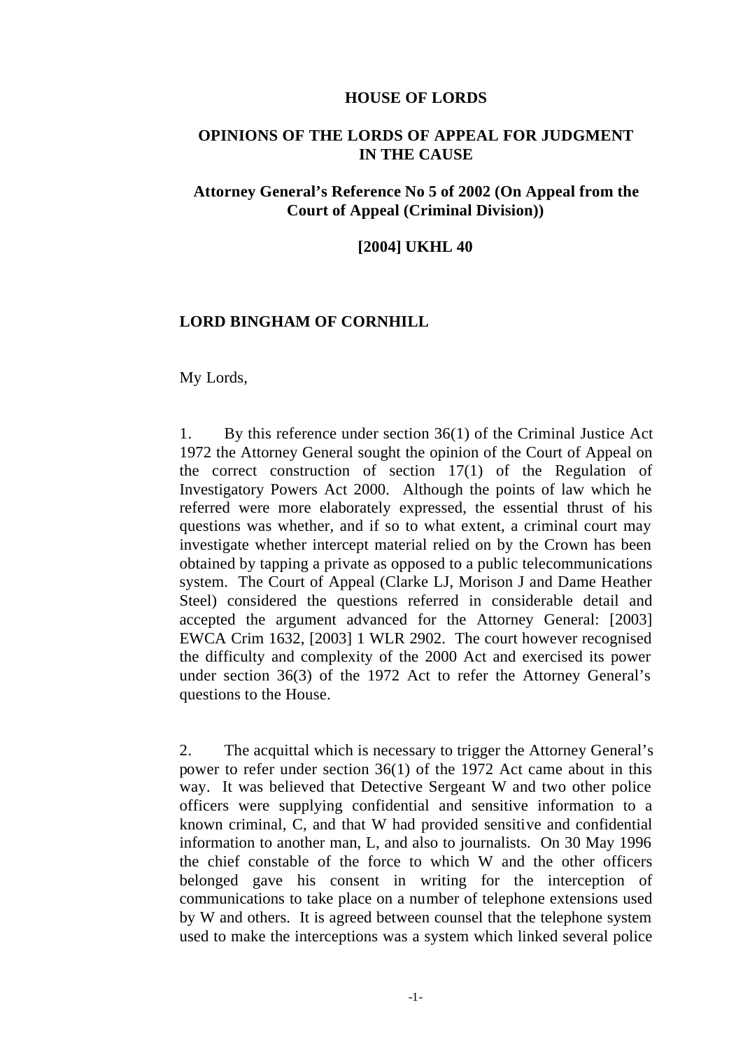# HOUSE OF LORDS

## OPINIONS OF THE LORDS OF APPEAL FOR JUDGMENT IN THE CAUSE

## Attorney General's Reference No 5 of 2002 (On Appeal from the Court of Appeal (Criminal Division))

## [2004] UKHL 40

### LORD BINGHAM OF CORNHILL

My Lords,

1. By this reference under section 36(1) of the Criminal Justice Act 1972 the Attorney General sought the opinion of the Court of Appeal on the correct construction of section 17(1) of the Regulation of Investigatory Powers Act 2000. Although the points of law which he referred were more elaborately expressed, the essential thrust of his questions was whether, and if so to what extent, a criminal court may investigate whether intercept material relied on by the Crown has been obtained by tapping a private as opposed to a public telecommunications system. The Court of Appeal (Clarke LJ, Morison J and Dame Heather Steel) considered the questions referred in considerable detail and accepted the argument advanced for the Attorney General: [2003] EWCA Crim 1632, [2003] 1 WLR 2902. The court however recognised the difficulty and complexity of the 2000 Act and exercised its power under section 36(3) of the 1972 Act to refer the Attorney General's questions to the House.

2. The acquittal which is necessary to trigger the Attorney General's power to refer under section 36(1) of the 1972 Act came about in this way. It was believed that Detective Sergeant W and two other police officers were supplying confidential and sensitive information to a known criminal, C, and that W had provided sensitive and confidential information to another man, L, and also to journalists. On 30 May 1996 the chief constable of the force to which W and the other officers belonged gave his consent in writing for the interception of communications to take place on a number of telephone extensions used by W and others. It is agreed between counsel that the telephone system used to make the interceptions was a system which linked several police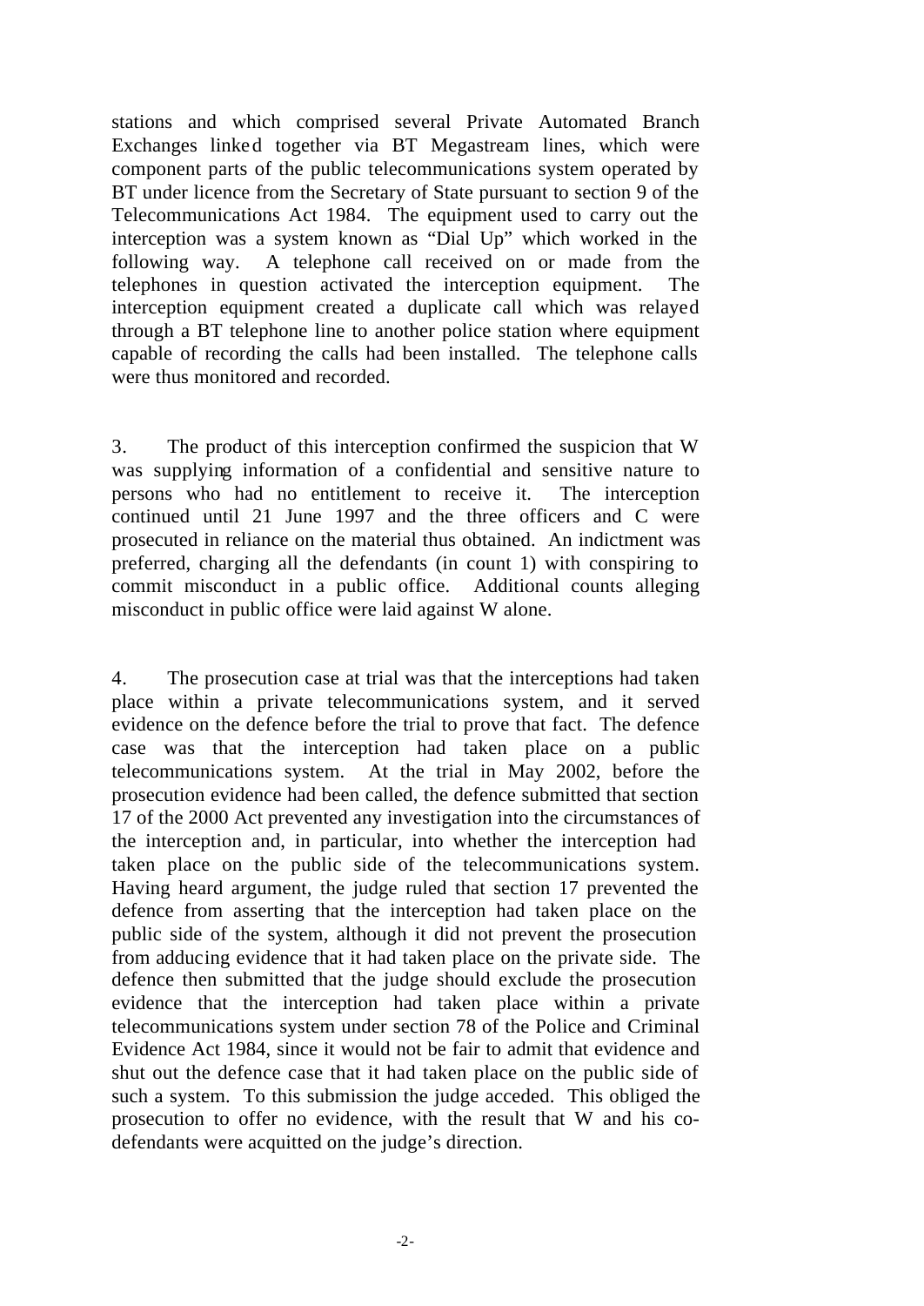stations and which comprised several Private Automated Branch Exchanges linked together via BT Megastream lines, which were component parts of the public telecommunications system operated by BT under licence from the Secretary of State pursuant to section 9 of the Telecommunications Act 1984. The equipment used to carry out the interception was a system known as "Dial Up" which worked in the following way. A telephone call received on or made from the telephones in question activated the interception equipment. The interception equipment created a duplicate call which was relayed through a BT telephone line to another police station where equipment capable of recording the calls had been installed. The telephone calls were thus monitored and recorded.

3. The product of this interception confirmed the suspicion that W was supplying information of a confidential and sensitive nature to persons who had no entitlement to receive it. The interception continued until 21 June 1997 and the three officers and C were prosecuted in reliance on the material thus obtained. An indictment was preferred, charging all the defendants (in count 1) with conspiring to commit misconduct in a public office. Additional counts alleging misconduct in public office were laid against W alone.

4. The prosecution case at trial was that the interceptions had taken place within a private telecommunications system, and it served evidence on the defence before the trial to prove that fact. The defence case was that the interception had taken place on a public telecommunications system. At the trial in May 2002, before the prosecution evidence had been called, the defence submitted that section 17 of the 2000 Act prevented any investigation into the circumstances of the interception and, in particular, into whether the interception had taken place on the public side of the telecommunications system. Having heard argument, the judge ruled that section 17 prevented the defence from asserting that the interception had taken place on the public side of the system, although it did not prevent the prosecution from adducing evidence that it had taken place on the private side. The defence then submitted that the judge should exclude the prosecution evidence that the interception had taken place within a private telecommunications system under section 78 of the Police and Criminal Evidence Act 1984, since it would not be fair to admit that evidence and shut out the defence case that it had taken place on the public side of such a system. To this submission the judge acceded. This obliged the prosecution to offer no evidence, with the result that W and his co-defendants were acquitted on the judge's direction.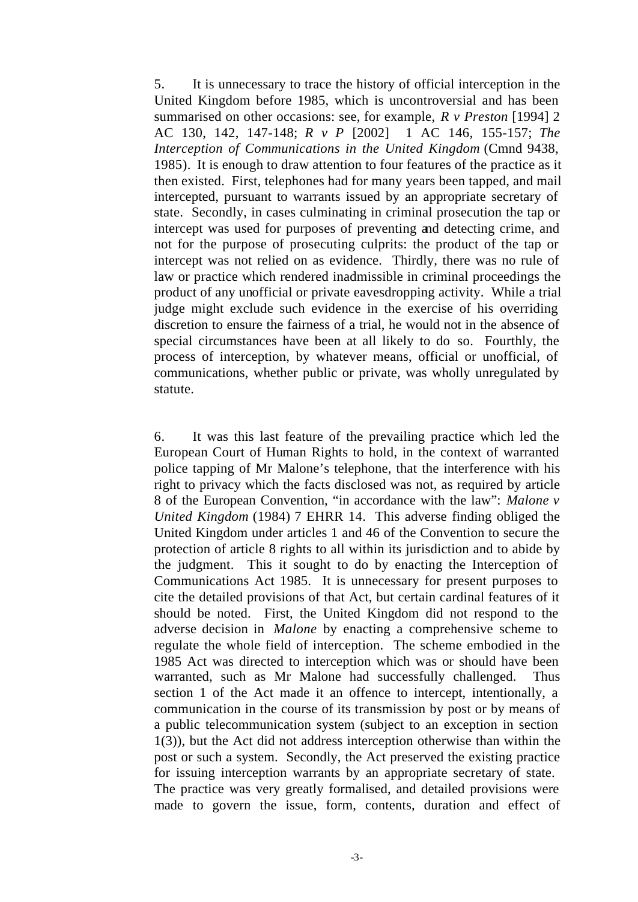5. It is unnecessary to trace the history of official interception in the United Kingdom before 1985, which is uncontroversial and has been summarised on other occasions: see, for example, *R v Preston* [1994] 2 AC 130, 142, 147-148; *R v P* [2002] 1 AC 146, 155-157; *The Interception of Communications in the United Kingdom* (Cmnd 9438, 1985). It is enough to draw attention to four features of the practice as it then existed. First, telephones had for many years been tapped, and mail intercepted, pursuant to warrants issued by an appropriate secretary of state. Secondly, in cases culminating in criminal prosecution the tap or intercept was used for purposes of preventing and detecting crime, and not for the purpose of prosecuting culprits: the product of the tap or intercept was not relied on as evidence. Thirdly, there was no rule of law or practice which rendered inadmissible in criminal proceedings the product of any unofficial or private eavesdropping activity. While a trial judge might exclude such evidence in the exercise of his overriding discretion to ensure the fairness of a trial, he would not in the absence of special circumstances have been at all likely to do so. Fourthly, the process of interception, by whatever means, official or unofficial, of communications, whether public or private, was wholly unregulated by statute.

6. It was this last feature of the prevailing practice which led the European Court of Human Rights to hold, in the context of warranted police tapping of Mr Malone's telephone, that the interference with his right to privacy which the facts disclosed was not, as required by article 8 of the European Convention, "in accordance with the law": *Malone v United Kingdom* (1984) 7 EHRR 14. This adverse finding obliged the United Kingdom under articles 1 and 46 of the Convention to secure the protection of article 8 rights to all within its jurisdiction and to abide by the judgment. This it sought to do by enacting the Interception of Communications Act 1985. It is unnecessary for present purposes to cite the detailed provisions of that Act, but certain cardinal features of it should be noted. First, the United Kingdom did not respond to the adverse decision in *Malone* by enacting a comprehensive scheme to regulate the whole field of interception. The scheme embodied in the 1985 Act was directed to interception which was or should have been warranted, such as Mr Malone had successfully challenged. Thus section 1 of the Act made it an offence to intercept, intentionally, a communication in the course of its transmission by post or by means of a public telecommunication system (subject to an exception in section 1(3)), but the Act did not address interception otherwise than within the post or such a system. Secondly, the Act preserved the existing practice for issuing interception warrants by an appropriate secretary of state. The practice was very greatly formalised, and detailed provisions were made to govern the issue, form, contents, duration and effect of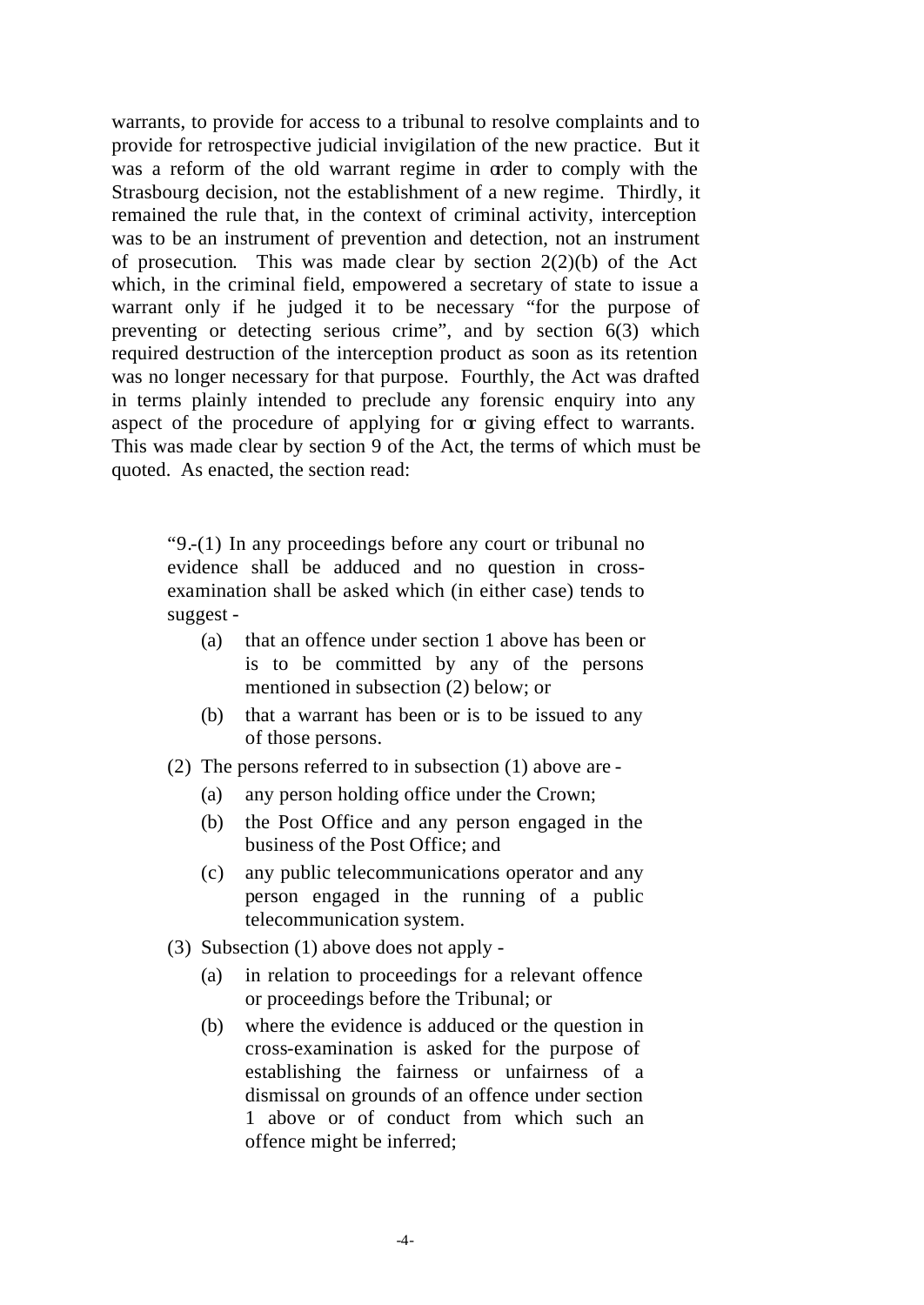warrants, to provide for access to a tribunal to resolve complaints and to provide for retrospective judicial invigilation of the new practice. But it was a reform of the old warrant regime in order to comply with the Strasbourg decision, not the establishment of a new regime. Thirdly, it remained the rule that, in the context of criminal activity, interception was to be an instrument of prevention and detection, not an instrument of prosecution. This was made clear by section 2(2)(b) of the Act which, in the criminal field, empowered a secretary of state to issue a warrant only if he judged it to be necessary "for the purpose of preventing or detecting serious crime", and by section 6(3) which required destruction of the interception product as soon as its retention was no longer necessary for that purpose. Fourthly, the Act was drafted in terms plainly intended to preclude any forensic enquiry into any aspect of the procedure of applying for or giving effect to warrants. This was made clear by section 9 of the Act, the terms of which must be quoted. As enacted, the section read:

> "9.-(1) In any proceedings before any court or tribunal no evidence shall be adduced and no question in cross-examination shall be asked which (in either case) tends to suggest -
>
> (a) that an offence under section 1 above has been or is to be committed by any of the persons mentioned in subsection (2) below; or
>
> (b) that a warrant has been or is to be issued to any of those persons.
>
> (2) The persons referred to in subsection (1) above are -
>
> (a) any person holding office under the Crown;
>
> (b) the Post Office and any person engaged in the business of the Post Office; and
>
> (c) any public telecommunications operator and any person engaged in the running of a public telecommunication system.
>
> (3) Subsection (1) above does not apply -
>
> (a) in relation to proceedings for a relevant offence or proceedings before the Tribunal; or
>
> (b) where the evidence is adduced or the question in cross-examination is asked for the purpose of establishing the fairness or unfairness of a dismissal on grounds of an offence under section 1 above or of conduct from which such an offence might be inferred;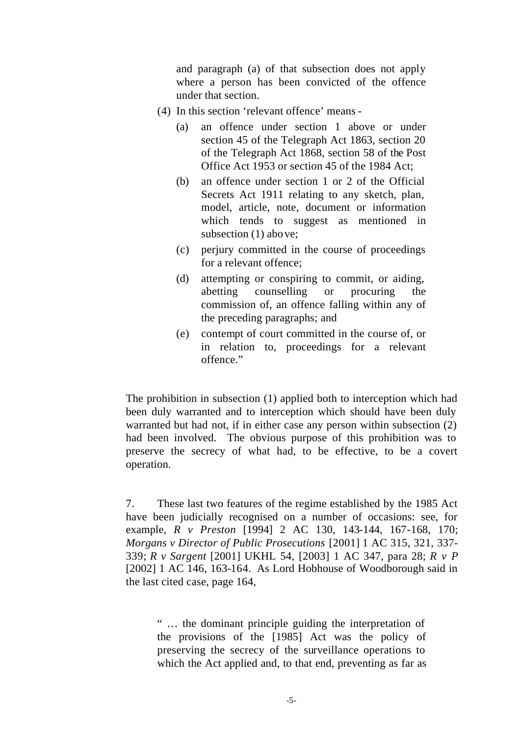> and paragraph (a) of that subsection does not apply where a person has been convicted of the offence under that section.
>
> (4) In this section 'relevant offence' means -
>
> (a) an offence under section 1 above or under section 45 of the Telegraph Act 1863, section 20 of the Telegraph Act 1868, section 58 of the Post Office Act 1953 or section 45 of the 1984 Act;
>
> (b) an offence under section 1 or 2 of the Official Secrets Act 1911 relating to any sketch, plan, model, article, note, document or information which tends to suggest as mentioned in subsection (1) above;
>
> (c) perjury committed in the course of proceedings for a relevant offence;
>
> (d) attempting or conspiring to commit, or aiding, abetting counselling or procuring the commission of, an offence falling within any of the preceding paragraphs; and
>
> (e) contempt of court committed in the course of, or in relation to, proceedings for a relevant offence."

The prohibition in subsection (1) applied both to interception which had been duly warranted and to interception which should have been duly warranted but had not, if in either case any person within subsection (2) had been involved. The obvious purpose of this prohibition was to preserve the secrecy of what had, to be effective, to be a covert operation.

7. These last two features of the regime established by the 1985 Act have been judicially recognised on a number of occasions: see, for example, *R v Preston* [1994] 2 AC 130, 143-144, 167-168, 170; *Morgans v Director of Public Prosecutions* [2001] 1 AC 315, 321, 337-339; *R v Sargent* [2001] UKHL 54, [2003] 1 AC 347, para 28; *R v P* [2002] 1 AC 146, 163-164. As Lord Hobhouse of Woodborough said in the last cited case, page 164,

> " … the dominant principle guiding the interpretation of the provisions of the [1985] Act was the policy of preserving the secrecy of the surveillance operations to which the Act applied and, to that end, preventing as far as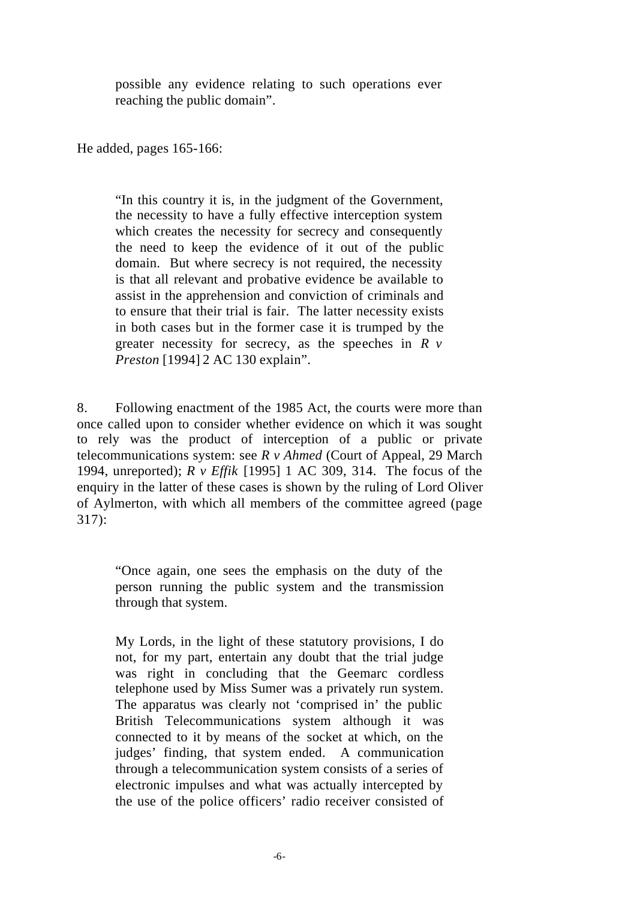> possible any evidence relating to such operations ever reaching the public domain".

He added, pages 165-166:

> "In this country it is, in the judgment of the Government, the necessity to have a fully effective interception system which creates the necessity for secrecy and consequently the need to keep the evidence of it out of the public domain. But where secrecy is not required, the necessity is that all relevant and probative evidence be available to assist in the apprehension and conviction of criminals and to ensure that their trial is fair. The latter necessity exists in both cases but in the former case it is trumped by the greater necessity for secrecy, as the speeches in *R v Preston* [1994] 2 AC 130 explain".

8. Following enactment of the 1985 Act, the courts were more than once called upon to consider whether evidence on which it was sought to rely was the product of interception of a public or private telecommunications system: see *R v Ahmed* (Court of Appeal, 29 March 1994, unreported); *R v Effik* [1995] 1 AC 309, 314. The focus of the enquiry in the latter of these cases is shown by the ruling of Lord Oliver of Aylmerton, with which all members of the committee agreed (page 317):

> "Once again, one sees the emphasis on the duty of the person running the public system and the transmission through that system.
>
> My Lords, in the light of these statutory provisions, I do not, for my part, entertain any doubt that the trial judge was right in concluding that the Geemarc cordless telephone used by Miss Sumer was a privately run system. The apparatus was clearly not 'comprised in' the public British Telecommunications system although it was connected to it by means of the socket at which, on the judges' finding, that system ended. A communication through a telecommunication system consists of a series of electronic impulses and what was actually intercepted by the use of the police officers' radio receiver consisted of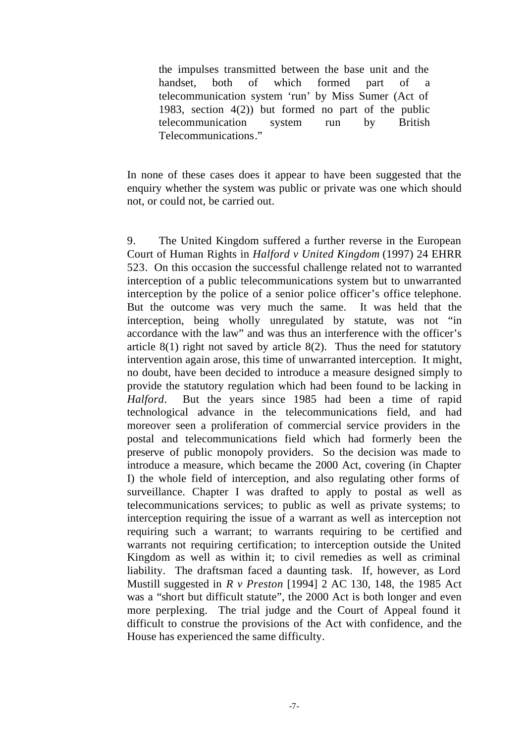> the impulses transmitted between the base unit and the handset, both of which formed part of a telecommunication system 'run' by Miss Sumer (Act of 1983, section 4(2)) but formed no part of the public telecommunication system run by British Telecommunications."

In none of these cases does it appear to have been suggested that the enquiry whether the system was public or private was one which should not, or could not, be carried out.

9. The United Kingdom suffered a further reverse in the European Court of Human Rights in *Halford v United Kingdom* (1997) 24 EHRR 523. On this occasion the successful challenge related not to warranted interception of a public telecommunications system but to unwarranted interception by the police of a senior police officer's office telephone. But the outcome was very much the same. It was held that the interception, being wholly unregulated by statute, was not "in accordance with the law" and was thus an interference with the officer's article 8(1) right not saved by article 8(2). Thus the need for statutory intervention again arose, this time of unwarranted interception. It might, no doubt, have been decided to introduce a measure designed simply to provide the statutory regulation which had been found to be lacking in *Halford*. But the years since 1985 had been a time of rapid technological advance in the telecommunications field, and had moreover seen a proliferation of commercial service providers in the postal and telecommunications field which had formerly been the preserve of public monopoly providers. So the decision was made to introduce a measure, which became the 2000 Act, covering (in Chapter I) the whole field of interception, and also regulating other forms of surveillance. Chapter I was drafted to apply to postal as well as telecommunications services; to public as well as private systems; to interception requiring the issue of a warrant as well as interception not requiring such a warrant; to warrants requiring to be certified and warrants not requiring certification; to interception outside the United Kingdom as well as within it; to civil remedies as well as criminal liability. The draftsman faced a daunting task. If, however, as Lord Mustill suggested in *R v Preston* [1994] 2 AC 130, 148, the 1985 Act was a "short but difficult statute", the 2000 Act is both longer and even more perplexing. The trial judge and the Court of Appeal found it difficult to construe the provisions of the Act with confidence, and the House has experienced the same difficulty.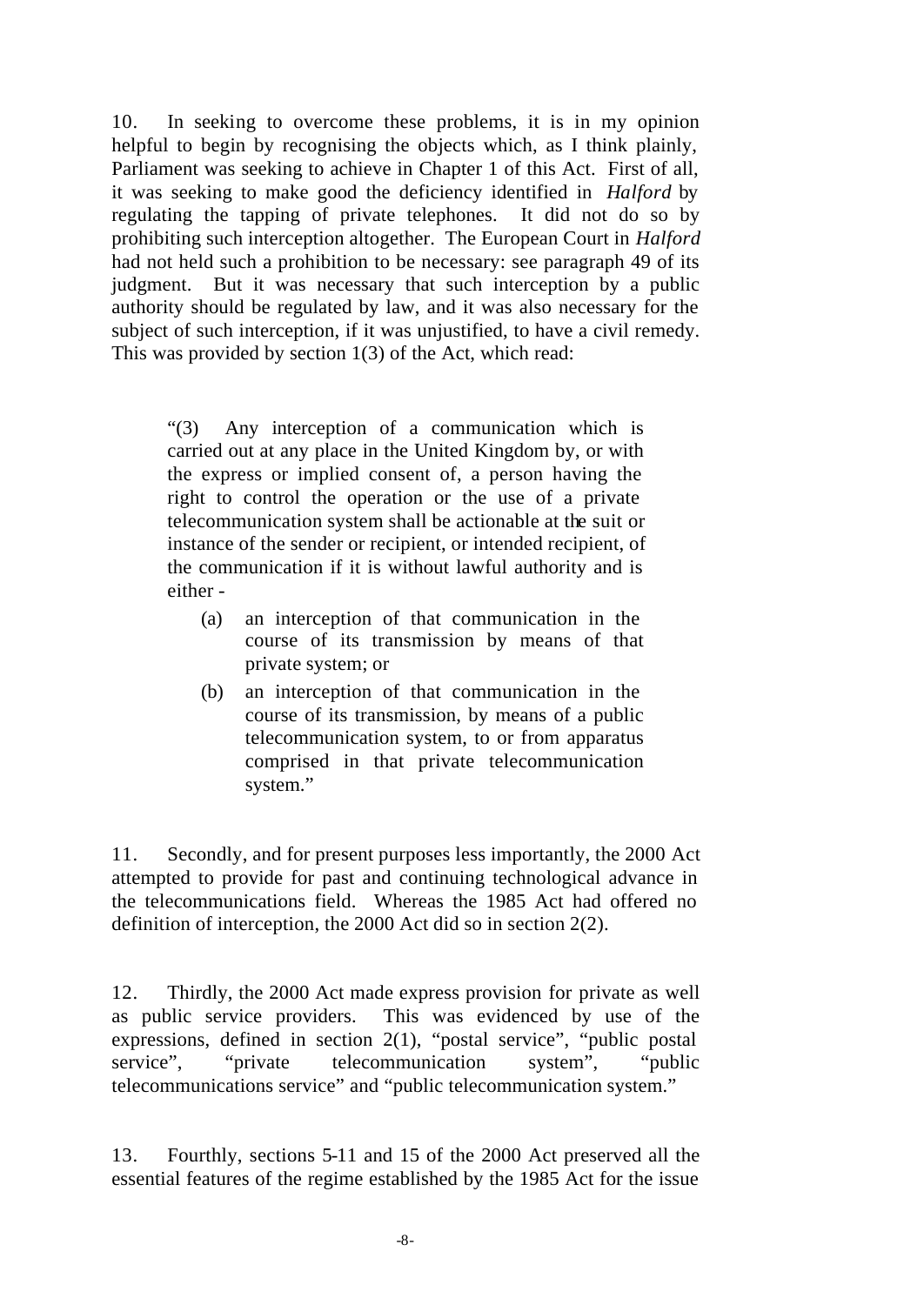10. In seeking to overcome these problems, it is in my opinion helpful to begin by recognising the objects which, as I think plainly, Parliament was seeking to achieve in Chapter 1 of this Act. First of all, it was seeking to make good the deficiency identified in *Halford* by regulating the tapping of private telephones. It did not do so by prohibiting such interception altogether. The European Court in *Halford* had not held such a prohibition to be necessary: see paragraph 49 of its judgment. But it was necessary that such interception by a public authority should be regulated by law, and it was also necessary for the subject of such interception, if it was unjustified, to have a civil remedy. This was provided by section 1(3) of the Act, which read:

> "(3) Any interception of a communication which is carried out at any place in the United Kingdom by, or with the express or implied consent of, a person having the right to control the operation or the use of a private telecommunication system shall be actionable at the suit or instance of the sender or recipient, or intended recipient, of the communication if it is without lawful authority and is either -
>
> (a) an interception of that communication in the course of its transmission by means of that private system; or
>
> (b) an interception of that communication in the course of its transmission, by means of a public telecommunication system, to or from apparatus comprised in that private telecommunication system."

11. Secondly, and for present purposes less importantly, the 2000 Act attempted to provide for past and continuing technological advance in the telecommunications field. Whereas the 1985 Act had offered no definition of interception, the 2000 Act did so in section 2(2).

12. Thirdly, the 2000 Act made express provision for private as well as public service providers. This was evidenced by use of the expressions, defined in section 2(1), "postal service", "public postal service", "private telecommunication system", "public telecommunications service" and "public telecommunication system."

13. Fourthly, sections 5-11 and 15 of the 2000 Act preserved all the essential features of the regime established by the 1985 Act for the issue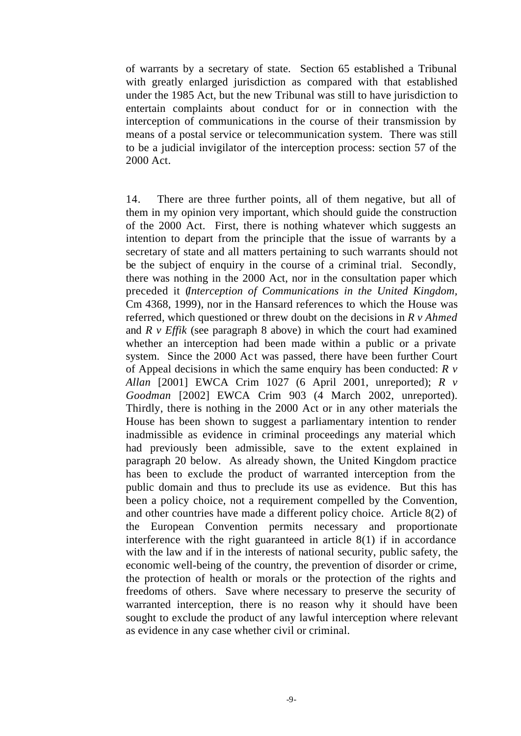of warrants by a secretary of state. Section 65 established a Tribunal with greatly enlarged jurisdiction as compared with that established under the 1985 Act, but the new Tribunal was still to have jurisdiction to entertain complaints about conduct for or in connection with the interception of communications in the course of their transmission by means of a postal service or telecommunication system. There was still to be a judicial invigilator of the interception process: section 57 of the 2000 Act.

14. There are three further points, all of them negative, but all of them in my opinion very important, which should guide the construction of the 2000 Act. First, there is nothing whatever which suggests an intention to depart from the principle that the issue of warrants by a secretary of state and all matters pertaining to such warrants should not be the subject of enquiry in the course of a criminal trial. Secondly, there was nothing in the 2000 Act, nor in the consultation paper which preceded it (*Interception of Communications in the United Kingdom*, Cm 4368, 1999), nor in the Hansard references to which the House was referred, which questioned or threw doubt on the decisions in *R v Ahmed* and *R v Effik* (see paragraph 8 above) in which the court had examined whether an interception had been made within a public or a private system. Since the 2000 Act was passed, there have been further Court of Appeal decisions in which the same enquiry has been conducted: *R v Allan* [2001] EWCA Crim 1027 (6 April 2001, unreported); *R v Goodman* [2002] EWCA Crim 903 (4 March 2002, unreported). Thirdly, there is nothing in the 2000 Act or in any other materials the House has been shown to suggest a parliamentary intention to render inadmissible as evidence in criminal proceedings any material which had previously been admissible, save to the extent explained in paragraph 20 below. As already shown, the United Kingdom practice has been to exclude the product of warranted interception from the public domain and thus to preclude its use as evidence. But this has been a policy choice, not a requirement compelled by the Convention, and other countries have made a different policy choice. Article 8(2) of the European Convention permits necessary and proportionate interference with the right guaranteed in article 8(1) if in accordance with the law and if in the interests of national security, public safety, the economic well-being of the country, the prevention of disorder or crime, the protection of health or morals or the protection of the rights and freedoms of others. Save where necessary to preserve the security of warranted interception, there is no reason why it should have been sought to exclude the product of any lawful interception where relevant as evidence in any case whether civil or criminal.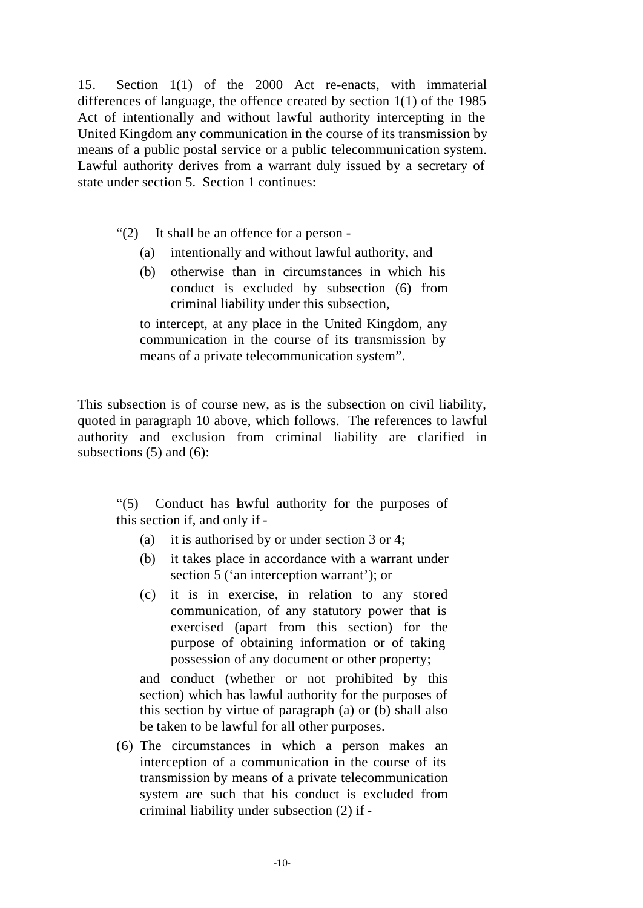15. Section 1(1) of the 2000 Act re-enacts, with immaterial differences of language, the offence created by section 1(1) of the 1985 Act of intentionally and without lawful authority intercepting in the United Kingdom any communication in the course of its transmission by means of a public postal service or a public telecommunication system. Lawful authority derives from a warrant duly issued by a secretary of state under section 5. Section 1 continues:

> "(2) It shall be an offence for a person -
>
> (a) intentionally and without lawful authority, and
>
> (b) otherwise than in circumstances in which his conduct is excluded by subsection (6) from criminal liability under this subsection,
>
> to intercept, at any place in the United Kingdom, any communication in the course of its transmission by means of a private telecommunication system".

This subsection is of course new, as is the subsection on civil liability, quoted in paragraph 10 above, which follows. The references to lawful authority and exclusion from criminal liability are clarified in subsections (5) and (6):

> "(5) Conduct has lawful authority for the purposes of this section if, and only if -
>
> (a) it is authorised by or under section 3 or 4;
>
> (b) it takes place in accordance with a warrant under section 5 ('an interception warrant'); or
>
> (c) it is in exercise, in relation to any stored communication, of any statutory power that is exercised (apart from this section) for the purpose of obtaining information or of taking possession of any document or other property;
>
> and conduct (whether or not prohibited by this section) which has lawful authority for the purposes of this section by virtue of paragraph (a) or (b) shall also be taken to be lawful for all other purposes.
>
> (6) The circumstances in which a person makes an interception of a communication in the course of its transmission by means of a private telecommunication system are such that his conduct is excluded from criminal liability under subsection (2) if -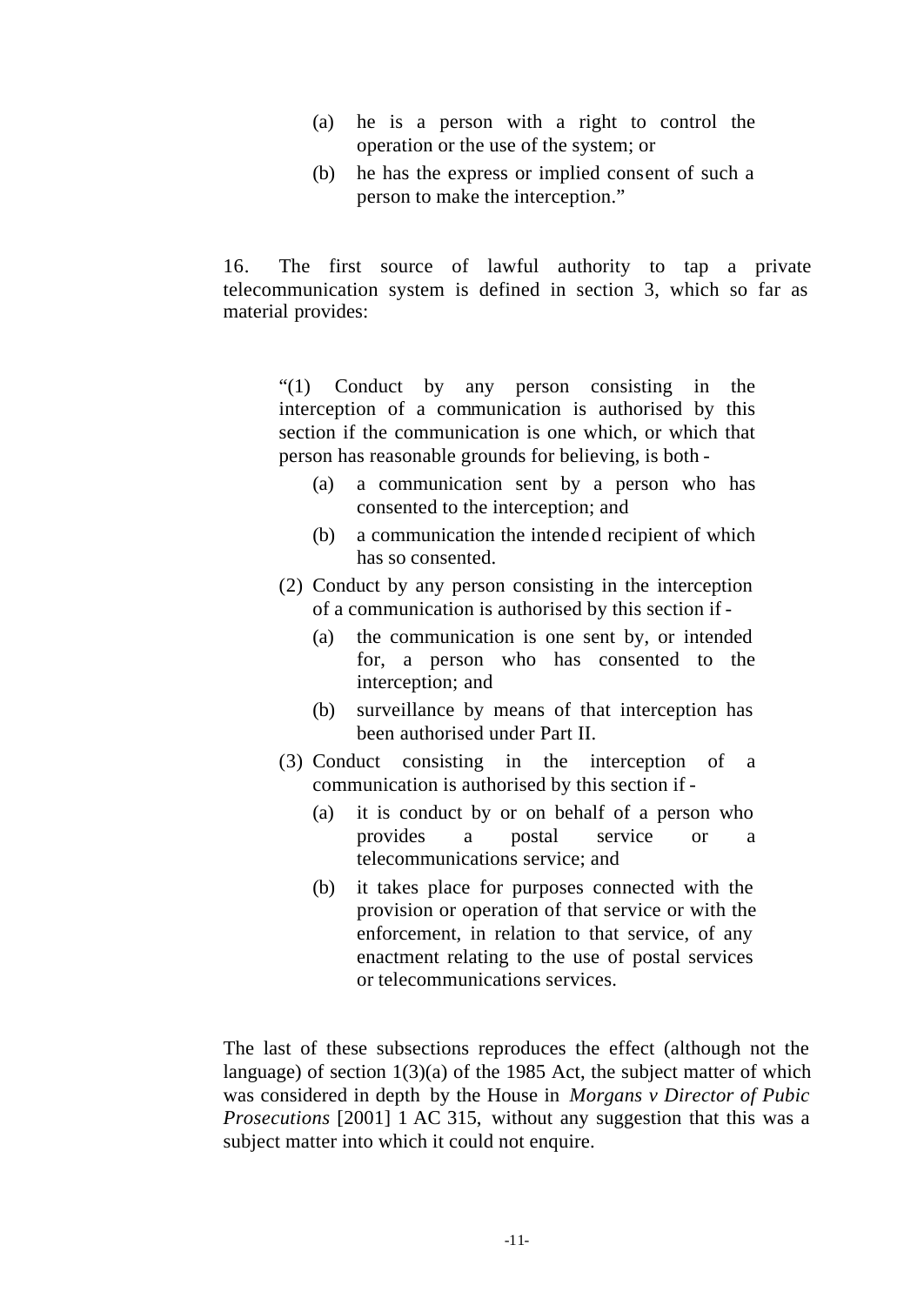> (a) he is a person with a right to control the operation or the use of the system; or
>
> (b) he has the express or implied consent of such a person to make the interception."

16. The first source of lawful authority to tap a private telecommunication system is defined in section 3, which so far as material provides:

> "(1) Conduct by any person consisting in the interception of a communication is authorised by this section if the communication is one which, or which that person has reasonable grounds for believing, is both -
>
> (a) a communication sent by a person who has consented to the interception; and
>
> (b) a communication the intended recipient of which has so consented.
>
> (2) Conduct by any person consisting in the interception of a communication is authorised by this section if -
>
> (a) the communication is one sent by, or intended for, a person who has consented to the interception; and
>
> (b) surveillance by means of that interception has been authorised under Part II.
>
> (3) Conduct consisting in the interception of a communication is authorised by this section if -
>
> (a) it is conduct by or on behalf of a person who provides a postal service or a telecommunications service; and
>
> (b) it takes place for purposes connected with the provision or operation of that service or with the enforcement, in relation to that service, of any enactment relating to the use of postal services or telecommunications services.

The last of these subsections reproduces the effect (although not the language) of section 1(3)(a) of the 1985 Act, the subject matter of which was considered in depth by the House in *Morgans v Director of Pubic Prosecutions* [2001] 1 AC 315, without any suggestion that this was a subject matter into which it could not enquire.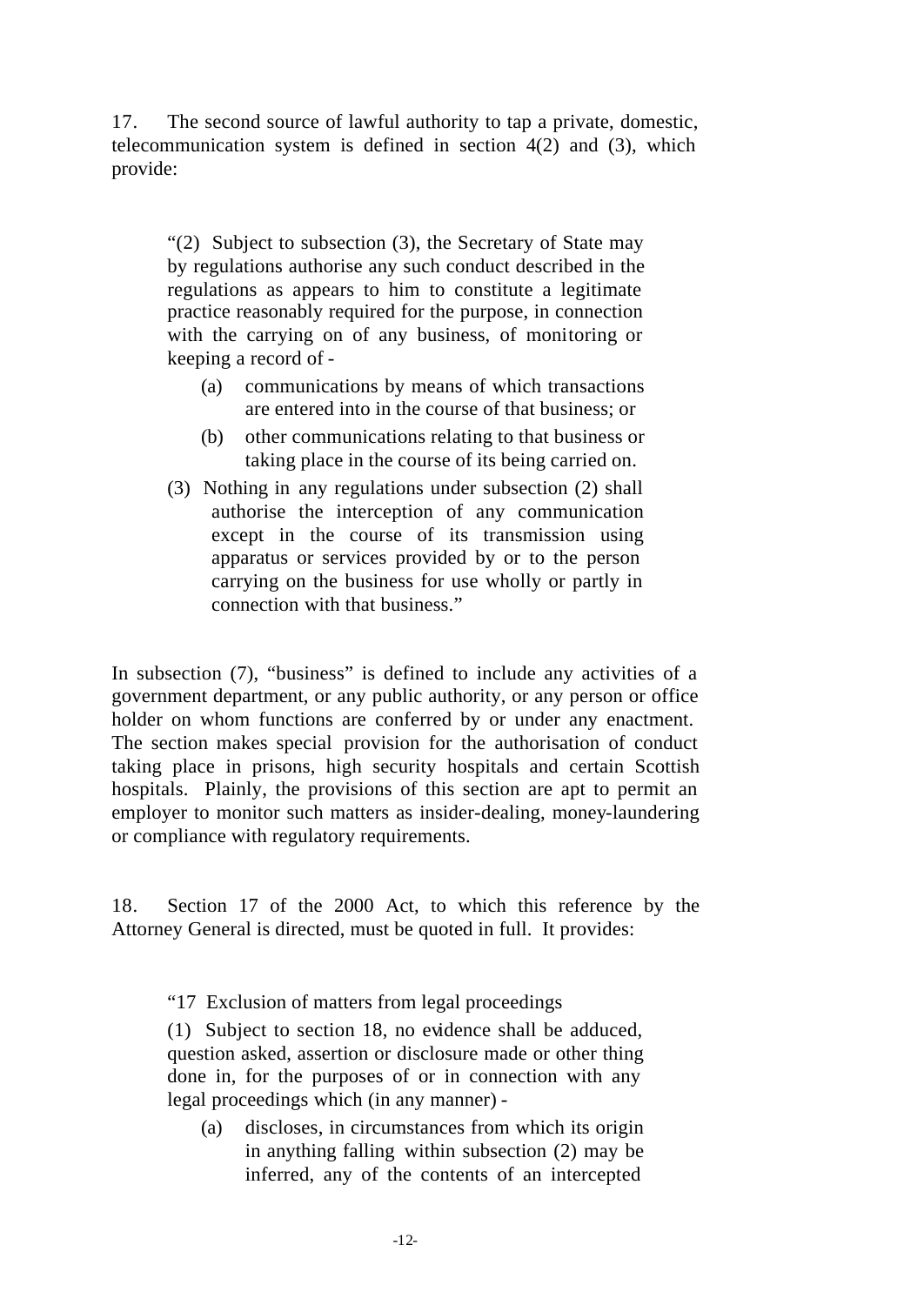17. The second source of lawful authority to tap a private, domestic, telecommunication system is defined in section 4(2) and (3), which provide:

> "(2) Subject to subsection (3), the Secretary of State may by regulations authorise any such conduct described in the regulations as appears to him to constitute a legitimate practice reasonably required for the purpose, in connection with the carrying on of any business, of monitoring or keeping a record of -
>
> (a) communications by means of which transactions are entered into in the course of that business; or
>
> (b) other communications relating to that business or taking place in the course of its being carried on.
>
> (3) Nothing in any regulations under subsection (2) shall authorise the interception of any communication except in the course of its transmission using apparatus or services provided by or to the person carrying on the business for use wholly or partly in connection with that business."

In subsection (7), "business" is defined to include any activities of a government department, or any public authority, or any person or office holder on whom functions are conferred by or under any enactment. The section makes special provision for the authorisation of conduct taking place in prisons, high security hospitals and certain Scottish hospitals. Plainly, the provisions of this section are apt to permit an employer to monitor such matters as insider-dealing, money-laundering or compliance with regulatory requirements.

18. Section 17 of the 2000 Act, to which this reference by the Attorney General is directed, must be quoted in full. It provides:

> "17 Exclusion of matters from legal proceedings
>
> (1) Subject to section 18, no evidence shall be adduced, question asked, assertion or disclosure made or other thing done in, for the purposes of or in connection with any legal proceedings which (in any manner) -
>
> (a) discloses, in circumstances from which its origin in anything falling within subsection (2) may be inferred, any of the contents of an intercepted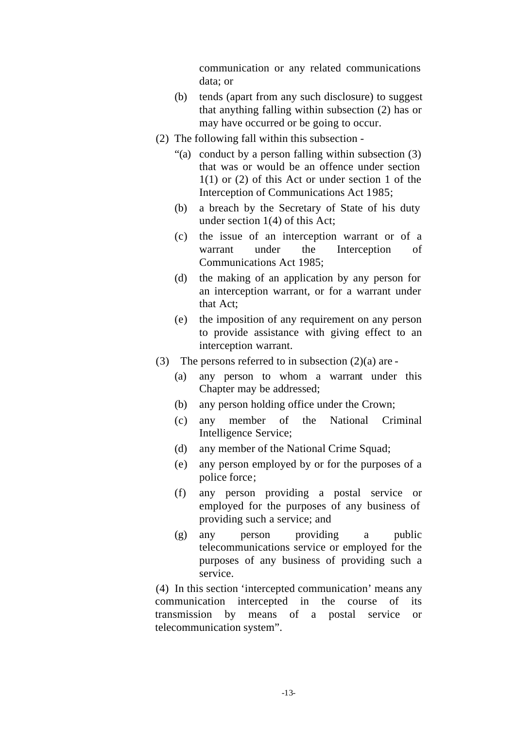communication or any related communications data; or

(b) tends (apart from any such disclosure) to suggest that anything falling within subsection (2) has or may have occurred or be going to occur.

(2) The following fall within this subsection -

“(a) conduct by a person falling within subsection (3) that was or would be an offence under section 1(1) or (2) of this Act or under section 1 of the Interception of Communications Act 1985;

(b) a breach by the Secretary of State of his duty under section 1(4) of this Act;

(c) the issue of an interception warrant or of a warrant under the Interception of Communications Act 1985;

(d) the making of an application by any person for an interception warrant, or for a warrant under that Act;

(e) the imposition of any requirement on any person to provide assistance with giving effect to an interception warrant.

(3) The persons referred to in subsection (2)(a) are -

(a) any person to whom a warrant under this Chapter may be addressed;

(b) any person holding office under the Crown;

(c) any member of the National Criminal Intelligence Service;

(d) any member of the National Crime Squad;

(e) any person employed by or for the purposes of a police force;

(f) any person providing a postal service or employed for the purposes of any business of providing such a service; and

(g) any person providing a public telecommunications service or employed for the purposes of any business of providing such a service.

(4) In this section ‘intercepted communication’ means any communication intercepted in the course of its transmission by means of a postal service or telecommunication system”.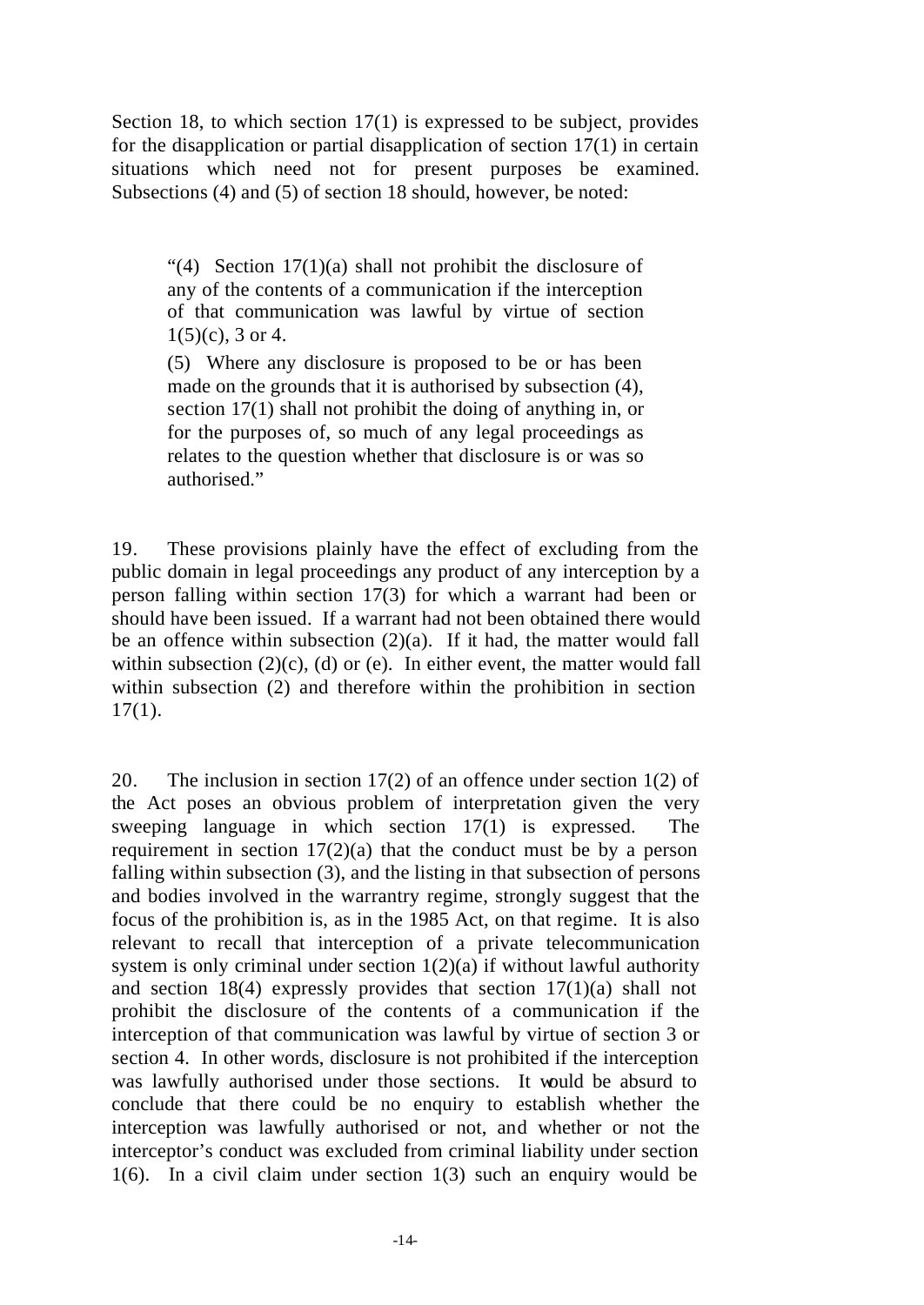Section 18, to which section 17(1) is expressed to be subject, provides for the disapplication or partial disapplication of section 17(1) in certain situations which need not for present purposes be examined. Subsections (4) and (5) of section 18 should, however, be noted:

> "(4) Section 17(1)(a) shall not prohibit the disclosure of any of the contents of a communication if the interception of that communication was lawful by virtue of section 1(5)(c), 3 or 4.
>
> (5) Where any disclosure is proposed to be or has been made on the grounds that it is authorised by subsection (4), section 17(1) shall not prohibit the doing of anything in, or for the purposes of, so much of any legal proceedings as relates to the question whether that disclosure is or was so authorised."

19. These provisions plainly have the effect of excluding from the public domain in legal proceedings any product of any interception by a person falling within section 17(3) for which a warrant had been or should have been issued. If a warrant had not been obtained there would be an offence within subsection (2)(a). If it had, the matter would fall within subsection (2)(c), (d) or (e). In either event, the matter would fall within subsection (2) and therefore within the prohibition in section 17(1).

20. The inclusion in section 17(2) of an offence under section 1(2) of the Act poses an obvious problem of interpretation given the very sweeping language in which section 17(1) is expressed. The requirement in section 17(2)(a) that the conduct must be by a person falling within subsection (3), and the listing in that subsection of persons and bodies involved in the warrantry regime, strongly suggest that the focus of the prohibition is, as in the 1985 Act, on that regime. It is also relevant to recall that interception of a private telecommunication system is only criminal under section 1(2)(a) if without lawful authority and section 18(4) expressly provides that section 17(1)(a) shall not prohibit the disclosure of the contents of a communication if the interception of that communication was lawful by virtue of section 3 or section 4. In other words, disclosure is not prohibited if the interception was lawfully authorised under those sections. It would be absurd to conclude that there could be no enquiry to establish whether the interception was lawfully authorised or not, and whether or not the interceptor's conduct was excluded from criminal liability under section 1(6). In a civil claim under section 1(3) such an enquiry would be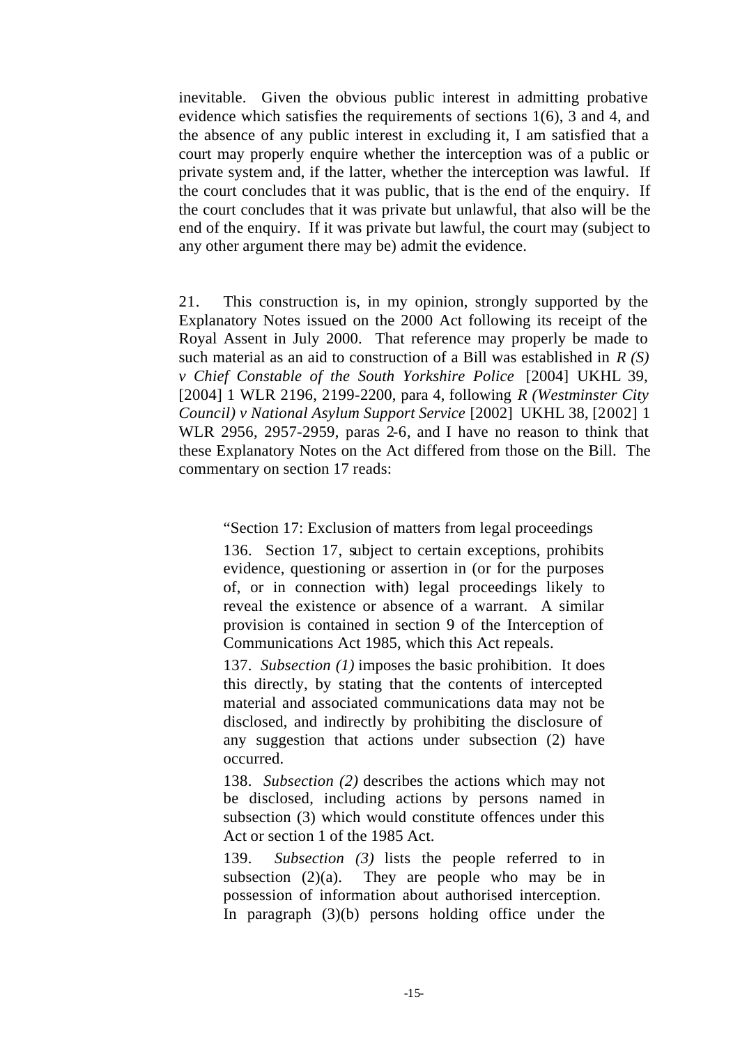inevitable. Given the obvious public interest in admitting probative evidence which satisfies the requirements of sections 1(6), 3 and 4, and the absence of any public interest in excluding it, I am satisfied that a court may properly enquire whether the interception was of a public or private system and, if the latter, whether the interception was lawful. If the court concludes that it was public, that is the end of the enquiry. If the court concludes that it was private but unlawful, that also will be the end of the enquiry. If it was private but lawful, the court may (subject to any other argument there may be) admit the evidence.

21. This construction is, in my opinion, strongly supported by the Explanatory Notes issued on the 2000 Act following its receipt of the Royal Assent in July 2000. That reference may properly be made to such material as an aid to construction of a Bill was established in *R (S) v Chief Constable of the South Yorkshire Police* [2004] UKHL 39, [2004] 1 WLR 2196, 2199-2200, para 4, following *R (Westminster City Council) v National Asylum Support Service* [2002] UKHL 38, [2002] 1 WLR 2956, 2957-2959, paras 2-6, and I have no reason to think that these Explanatory Notes on the Act differed from those on the Bill. The commentary on section 17 reads:

> "Section 17: Exclusion of matters from legal proceedings
>
> 136. Section 17, subject to certain exceptions, prohibits evidence, questioning or assertion in (or for the purposes of, or in connection with) legal proceedings likely to reveal the existence or absence of a warrant. A similar provision is contained in section 9 of the Interception of Communications Act 1985, which this Act repeals.
>
> 137. *Subsection (1)* imposes the basic prohibition. It does this directly, by stating that the contents of intercepted material and associated communications data may not be disclosed, and indirectly by prohibiting the disclosure of any suggestion that actions under subsection (2) have occurred.
>
> 138. *Subsection (2)* describes the actions which may not be disclosed, including actions by persons named in subsection (3) which would constitute offences under this Act or section 1 of the 1985 Act.
>
> 139. *Subsection (3)* lists the people referred to in subsection (2)(a). They are people who may be in possession of information about authorised interception. In paragraph (3)(b) persons holding office under the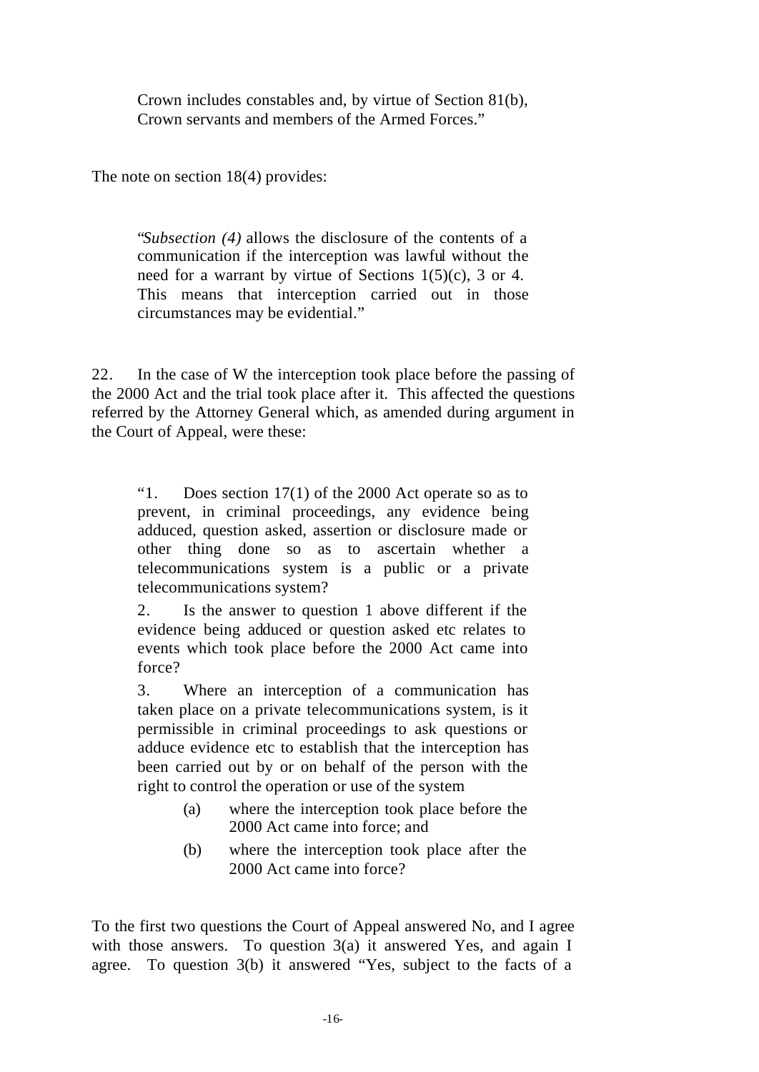> Crown includes constables and, by virtue of Section 81(b), Crown servants and members of the Armed Forces."

The note on section 18(4) provides:

> "*Subsection (4)* allows the disclosure of the contents of a communication if the interception was lawful without the need for a warrant by virtue of Sections 1(5)(c), 3 or 4. This means that interception carried out in those circumstances may be evidential."

22. In the case of W the interception took place before the passing of the 2000 Act and the trial took place after it. This affected the questions referred by the Attorney General which, as amended during argument in the Court of Appeal, were these:

> "1. Does section 17(1) of the 2000 Act operate so as to prevent, in criminal proceedings, any evidence being adduced, question asked, assertion or disclosure made or other thing done so as to ascertain whether a telecommunications system is a public or a private telecommunications system?
>
> 2. Is the answer to question 1 above different if the evidence being adduced or question asked etc relates to events which took place before the 2000 Act came into force?
>
> 3. Where an interception of a communication has taken place on a private telecommunications system, is it permissible in criminal proceedings to ask questions or adduce evidence etc to establish that the interception has been carried out by or on behalf of the person with the right to control the operation or use of the system
>
> (a) where the interception took place before the 2000 Act came into force; and
>
> (b) where the interception took place after the 2000 Act came into force?

To the first two questions the Court of Appeal answered No, and I agree with those answers. To question 3(a) it answered Yes, and again I agree. To question 3(b) it answered "Yes, subject to the facts of a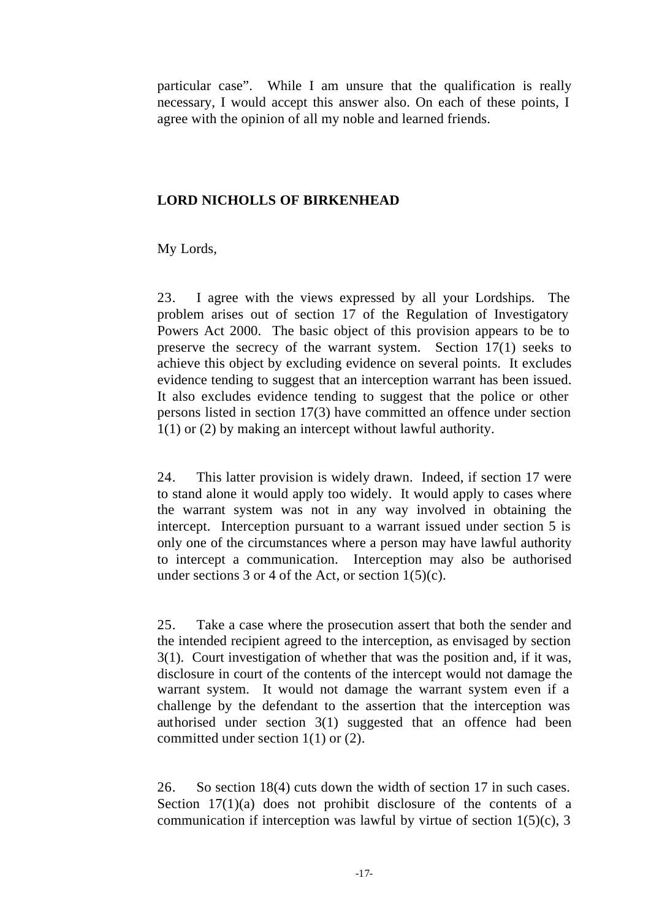particular case". While I am unsure that the qualification is really necessary, I would accept this answer also. On each of these points, I agree with the opinion of all my noble and learned friends.

## LORD NICHOLLS OF BIRKENHEAD

My Lords,

23. I agree with the views expressed by all your Lordships. The problem arises out of section 17 of the Regulation of Investigatory Powers Act 2000. The basic object of this provision appears to be to preserve the secrecy of the warrant system. Section 17(1) seeks to achieve this object by excluding evidence on several points. It excludes evidence tending to suggest that an interception warrant has been issued. It also excludes evidence tending to suggest that the police or other persons listed in section 17(3) have committed an offence under section 1(1) or (2) by making an intercept without lawful authority.

24. This latter provision is widely drawn. Indeed, if section 17 were to stand alone it would apply too widely. It would apply to cases where the warrant system was not in any way involved in obtaining the intercept. Interception pursuant to a warrant issued under section 5 is only one of the circumstances where a person may have lawful authority to intercept a communication. Interception may also be authorised under sections 3 or 4 of the Act, or section 1(5)(c).

25. Take a case where the prosecution assert that both the sender and the intended recipient agreed to the interception, as envisaged by section 3(1). Court investigation of whether that was the position and, if it was, disclosure in court of the contents of the intercept would not damage the warrant system. It would not damage the warrant system even if a challenge by the defendant to the assertion that the interception was authorised under section 3(1) suggested that an offence had been committed under section 1(1) or (2).

26. So section 18(4) cuts down the width of section 17 in such cases. Section 17(1)(a) does not prohibit disclosure of the contents of a communication if interception was lawful by virtue of section 1(5)(c), 3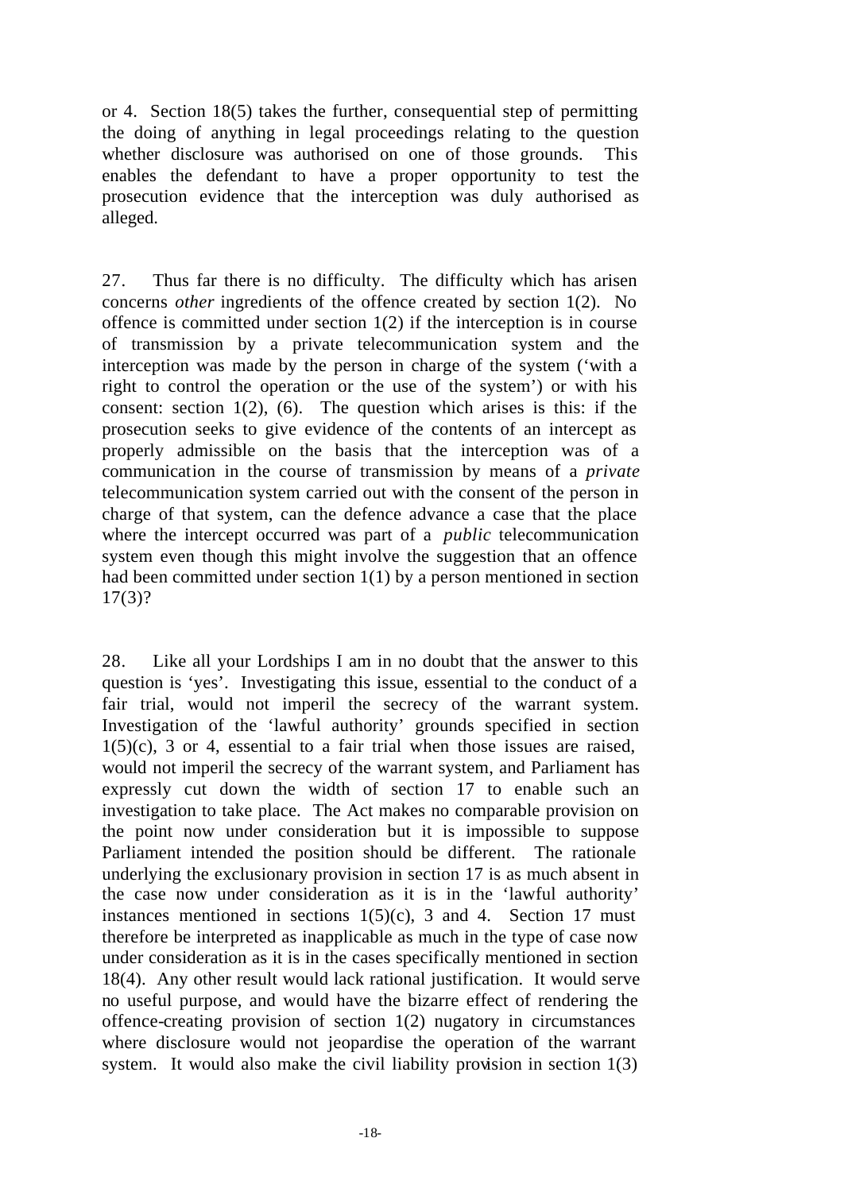or 4. Section 18(5) takes the further, consequential step of permitting the doing of anything in legal proceedings relating to the question whether disclosure was authorised on one of those grounds. This enables the defendant to have a proper opportunity to test the prosecution evidence that the interception was duly authorised as alleged.

27. Thus far there is no difficulty. The difficulty which has arisen concerns *other* ingredients of the offence created by section 1(2). No offence is committed under section 1(2) if the interception is in course of transmission by a private telecommunication system and the interception was made by the person in charge of the system ('with a right to control the operation or the use of the system') or with his consent: section 1(2), (6). The question which arises is this: if the prosecution seeks to give evidence of the contents of an intercept as properly admissible on the basis that the interception was of a communication in the course of transmission by means of a *private* telecommunication system carried out with the consent of the person in charge of that system, can the defence advance a case that the place where the intercept occurred was part of a *public* telecommunication system even though this might involve the suggestion that an offence had been committed under section 1(1) by a person mentioned in section 17(3)?

28. Like all your Lordships I am in no doubt that the answer to this question is 'yes'. Investigating this issue, essential to the conduct of a fair trial, would not imperil the secrecy of the warrant system. Investigation of the 'lawful authority' grounds specified in section 1(5)(c), 3 or 4, essential to a fair trial when those issues are raised, would not imperil the secrecy of the warrant system, and Parliament has expressly cut down the width of section 17 to enable such an investigation to take place. The Act makes no comparable provision on the point now under consideration but it is impossible to suppose Parliament intended the position should be different. The rationale underlying the exclusionary provision in section 17 is as much absent in the case now under consideration as it is in the 'lawful authority' instances mentioned in sections 1(5)(c), 3 and 4. Section 17 must therefore be interpreted as inapplicable as much in the type of case now under consideration as it is in the cases specifically mentioned in section 18(4). Any other result would lack rational justification. It would serve no useful purpose, and would have the bizarre effect of rendering the offence-creating provision of section 1(2) nugatory in circumstances where disclosure would not jeopardise the operation of the warrant system. It would also make the civil liability provision in section 1(3)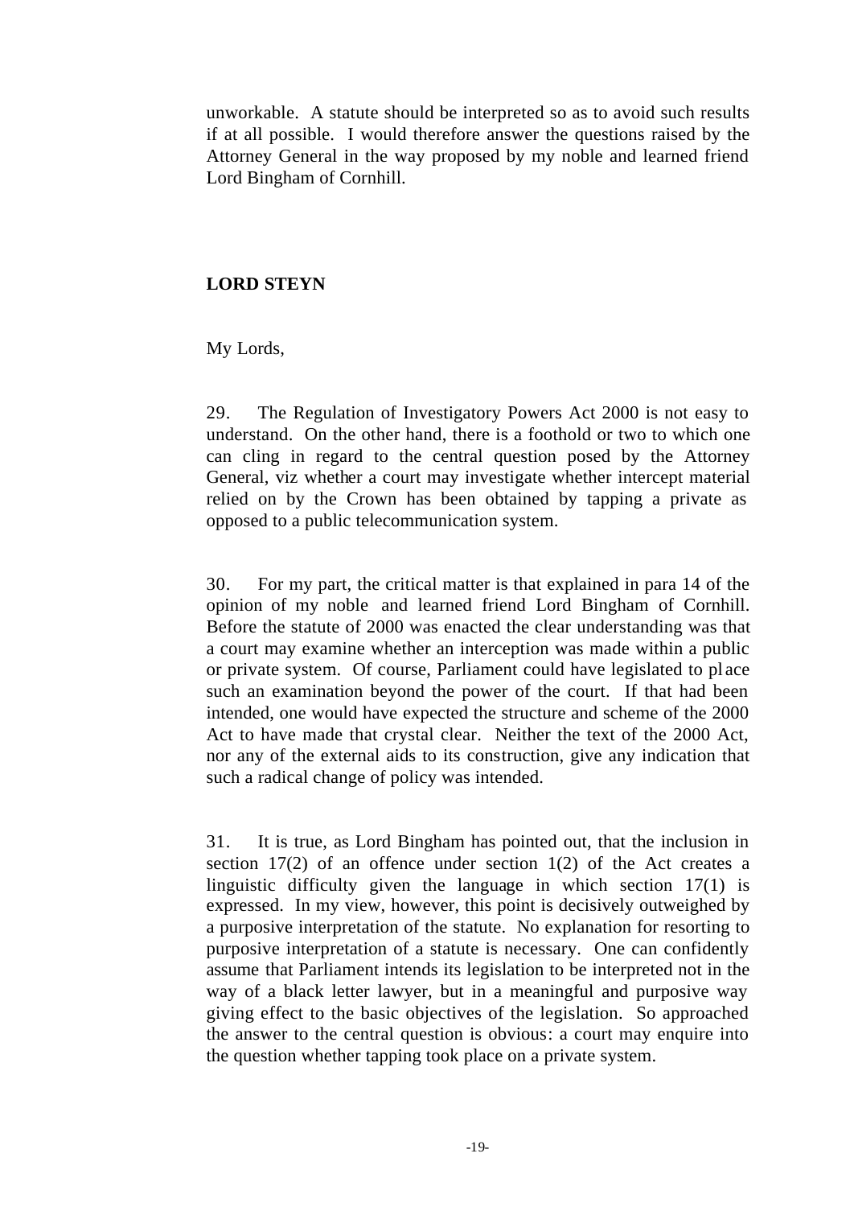unworkable. A statute should be interpreted so as to avoid such results if at all possible. I would therefore answer the questions raised by the Attorney General in the way proposed by my noble and learned friend Lord Bingham of Cornhill.

**LORD STEYN**

My Lords,

29. The Regulation of Investigatory Powers Act 2000 is not easy to understand. On the other hand, there is a foothold or two to which one can cling in regard to the central question posed by the Attorney General, viz whether a court may investigate whether intercept material relied on by the Crown has been obtained by tapping a private as opposed to a public telecommunication system.

30. For my part, the critical matter is that explained in para 14 of the opinion of my noble and learned friend Lord Bingham of Cornhill. Before the statute of 2000 was enacted the clear understanding was that a court may examine whether an interception was made within a public or private system. Of course, Parliament could have legislated to place such an examination beyond the power of the court. If that had been intended, one would have expected the structure and scheme of the 2000 Act to have made that crystal clear. Neither the text of the 2000 Act, nor any of the external aids to its construction, give any indication that such a radical change of policy was intended.

31. It is true, as Lord Bingham has pointed out, that the inclusion in section 17(2) of an offence under section 1(2) of the Act creates a linguistic difficulty given the language in which section 17(1) is expressed. In my view, however, this point is decisively outweighed by a purposive interpretation of the statute. No explanation for resorting to purposive interpretation of a statute is necessary. One can confidently assume that Parliament intends its legislation to be interpreted not in the way of a black letter lawyer, but in a meaningful and purposive way giving effect to the basic objectives of the legislation. So approached the answer to the central question is obvious: a court may enquire into the question whether tapping took place on a private system.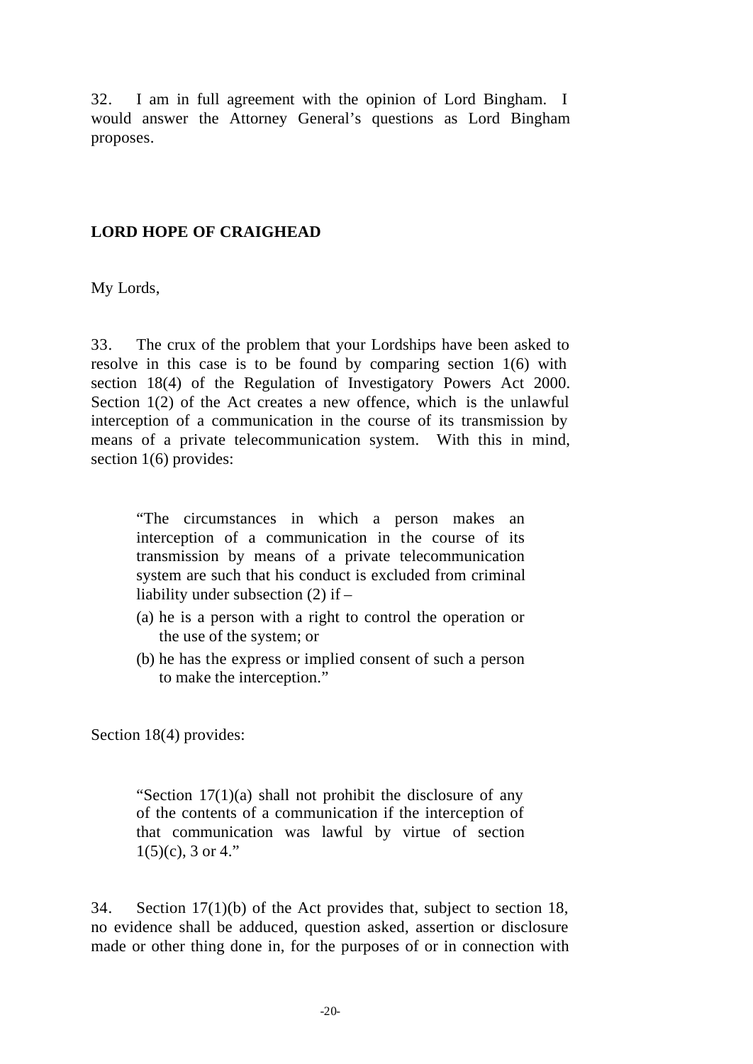32. I am in full agreement with the opinion of Lord Bingham. I would answer the Attorney General's questions as Lord Bingham proposes.

**LORD HOPE OF CRAIGHEAD**

My Lords,

33. The crux of the problem that your Lordships have been asked to resolve in this case is to be found by comparing section 1(6) with section 18(4) of the Regulation of Investigatory Powers Act 2000. Section 1(2) of the Act creates a new offence, which is the unlawful interception of a communication in the course of its transmission by means of a private telecommunication system. With this in mind, section 1(6) provides:

> "The circumstances in which a person makes an interception of a communication in the course of its transmission by means of a private telecommunication system are such that his conduct is excluded from criminal liability under subsection (2) if –
>
> (a) he is a person with a right to control the operation or the use of the system; or
>
> (b) he has the express or implied consent of such a person to make the interception."

Section 18(4) provides:

> "Section 17(1)(a) shall not prohibit the disclosure of any of the contents of a communication if the interception of that communication was lawful by virtue of section 1(5)(c), 3 or 4."

34. Section 17(1)(b) of the Act provides that, subject to section 18, no evidence shall be adduced, question asked, assertion or disclosure made or other thing done in, for the purposes of or in connection with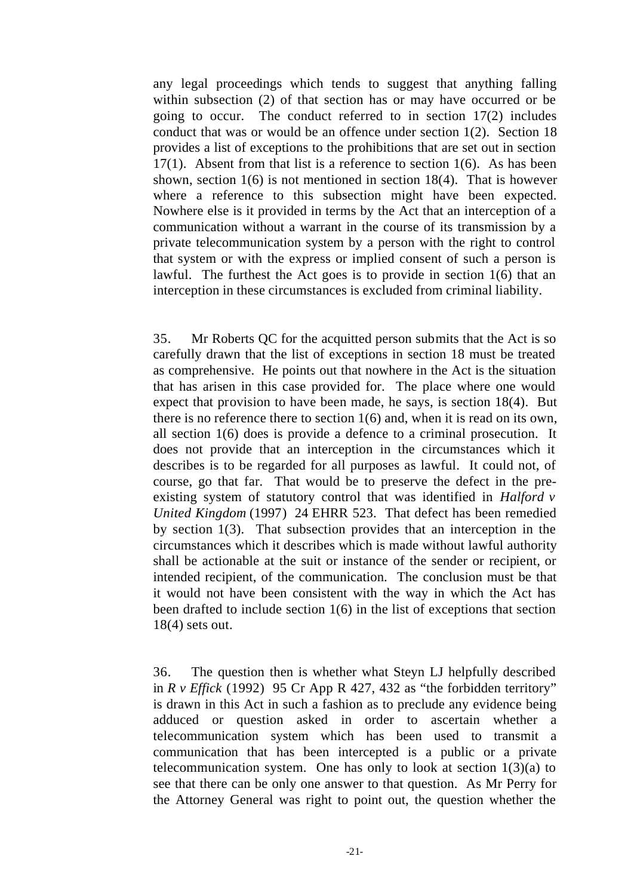any legal proceedings which tends to suggest that anything falling within subsection (2) of that section has or may have occurred or be going to occur. The conduct referred to in section 17(2) includes conduct that was or would be an offence under section 1(2). Section 18 provides a list of exceptions to the prohibitions that are set out in section 17(1). Absent from that list is a reference to section 1(6). As has been shown, section 1(6) is not mentioned in section 18(4). That is however where a reference to this subsection might have been expected. Nowhere else is it provided in terms by the Act that an interception of a communication without a warrant in the course of its transmission by a private telecommunication system by a person with the right to control that system or with the express or implied consent of such a person is lawful. The furthest the Act goes is to provide in section 1(6) that an interception in these circumstances is excluded from criminal liability.

35. Mr Roberts QC for the acquitted person submits that the Act is so carefully drawn that the list of exceptions in section 18 must be treated as comprehensive. He points out that nowhere in the Act is the situation that has arisen in this case provided for. The place where one would expect that provision to have been made, he says, is section 18(4). But there is no reference there to section 1(6) and, when it is read on its own, all section 1(6) does is provide a defence to a criminal prosecution. It does not provide that an interception in the circumstances which it describes is to be regarded for all purposes as lawful. It could not, of course, go that far. That would be to preserve the defect in the pre-existing system of statutory control that was identified in *Halford v United Kingdom* (1997) 24 EHRR 523. That defect has been remedied by section 1(3). That subsection provides that an interception in the circumstances which it describes which is made without lawful authority shall be actionable at the suit or instance of the sender or recipient, or intended recipient, of the communication. The conclusion must be that it would not have been consistent with the way in which the Act has been drafted to include section 1(6) in the list of exceptions that section 18(4) sets out.

36. The question then is whether what Steyn LJ helpfully described in *R v Effick* (1992) 95 Cr App R 427, 432 as "the forbidden territory" is drawn in this Act in such a fashion as to preclude any evidence being adduced or question asked in order to ascertain whether a telecommunication system which has been used to transmit a communication that has been intercepted is a public or a private telecommunication system. One has only to look at section 1(3)(a) to see that there can be only one answer to that question. As Mr Perry for the Attorney General was right to point out, the question whether the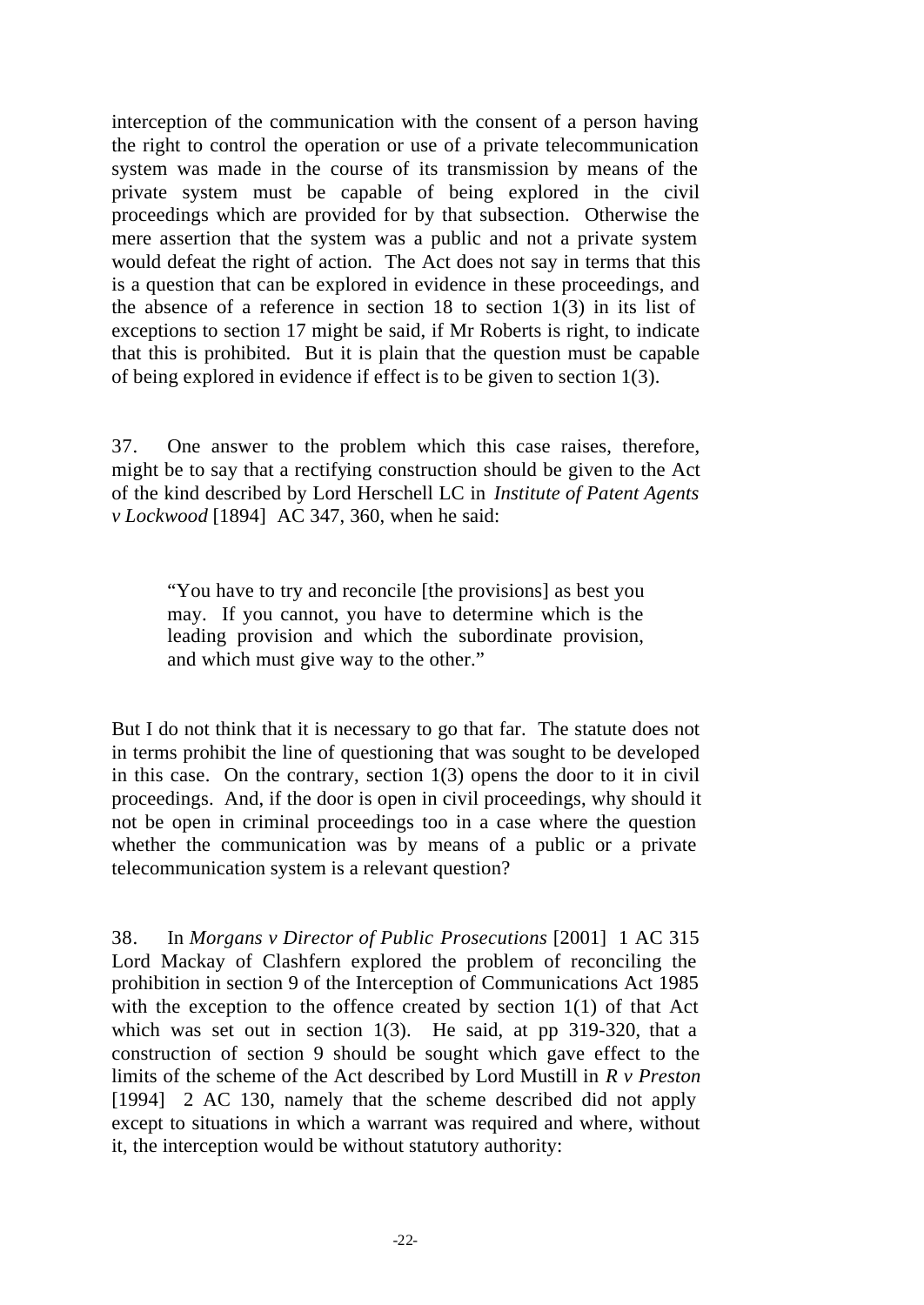interception of the communication with the consent of a person having the right to control the operation or use of a private telecommunication system was made in the course of its transmission by means of the private system must be capable of being explored in the civil proceedings which are provided for by that subsection. Otherwise the mere assertion that the system was a public and not a private system would defeat the right of action. The Act does not say in terms that this is a question that can be explored in evidence in these proceedings, and the absence of a reference in section 18 to section 1(3) in its list of exceptions to section 17 might be said, if Mr Roberts is right, to indicate that this is prohibited. But it is plain that the question must be capable of being explored in evidence if effect is to be given to section 1(3).

37. One answer to the problem which this case raises, therefore, might be to say that a rectifying construction should be given to the Act of the kind described by Lord Herschell LC in *Institute of Patent Agents v Lockwood* [1894] AC 347, 360, when he said:

> "You have to try and reconcile [the provisions] as best you may. If you cannot, you have to determine which is the leading provision and which the subordinate provision, and which must give way to the other."

But I do not think that it is necessary to go that far. The statute does not in terms prohibit the line of questioning that was sought to be developed in this case. On the contrary, section 1(3) opens the door to it in civil proceedings. And, if the door is open in civil proceedings, why should it not be open in criminal proceedings too in a case where the question whether the communication was by means of a public or a private telecommunication system is a relevant question?

38. In *Morgans v Director of Public Prosecutions* [2001] 1 AC 315 Lord Mackay of Clashfern explored the problem of reconciling the prohibition in section 9 of the Interception of Communications Act 1985 with the exception to the offence created by section 1(1) of that Act which was set out in section 1(3). He said, at pp 319-320, that a construction of section 9 should be sought which gave effect to the limits of the scheme of the Act described by Lord Mustill in *R v Preston* [1994] 2 AC 130, namely that the scheme described did not apply except to situations in which a warrant was required and where, without it, the interception would be without statutory authority: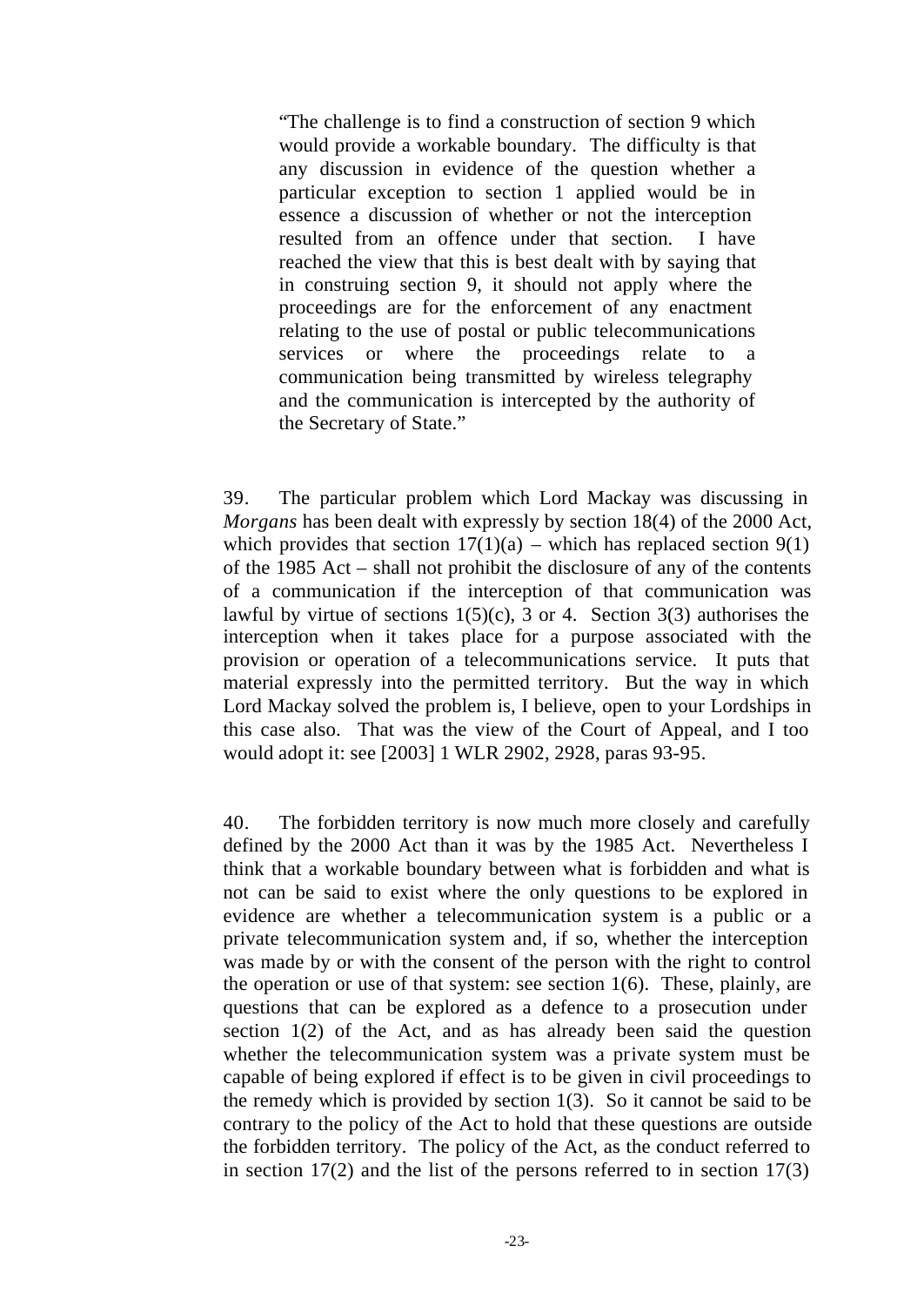> "The challenge is to find a construction of section 9 which would provide a workable boundary. The difficulty is that any discussion in evidence of the question whether a particular exception to section 1 applied would be in essence a discussion of whether or not the interception resulted from an offence under that section. I have reached the view that this is best dealt with by saying that in construing section 9, it should not apply where the proceedings are for the enforcement of any enactment relating to the use of postal or public telecommunications services or where the proceedings relate to a communication being transmitted by wireless telegraphy and the communication is intercepted by the authority of the Secretary of State."

39. The particular problem which Lord Mackay was discussing in *Morgans* has been dealt with expressly by section 18(4) of the 2000 Act, which provides that section 17(1)(a) – which has replaced section 9(1) of the 1985 Act – shall not prohibit the disclosure of any of the contents of a communication if the interception of that communication was lawful by virtue of sections 1(5)(c), 3 or 4. Section 3(3) authorises the interception when it takes place for a purpose associated with the provision or operation of a telecommunications service. It puts that material expressly into the permitted territory. But the way in which Lord Mackay solved the problem is, I believe, open to your Lordships in this case also. That was the view of the Court of Appeal, and I too would adopt it: see [2003] 1 WLR 2902, 2928, paras 93-95.

40. The forbidden territory is now much more closely and carefully defined by the 2000 Act than it was by the 1985 Act. Nevertheless I think that a workable boundary between what is forbidden and what is not can be said to exist where the only questions to be explored in evidence are whether a telecommunication system is a public or a private telecommunication system and, if so, whether the interception was made by or with the consent of the person with the right to control the operation or use of that system: see section 1(6). These, plainly, are questions that can be explored as a defence to a prosecution under section 1(2) of the Act, and as has already been said the question whether the telecommunication system was a private system must be capable of being explored if effect is to be given in civil proceedings to the remedy which is provided by section 1(3). So it cannot be said to be contrary to the policy of the Act to hold that these questions are outside the forbidden territory. The policy of the Act, as the conduct referred to in section 17(2) and the list of the persons referred to in section 17(3)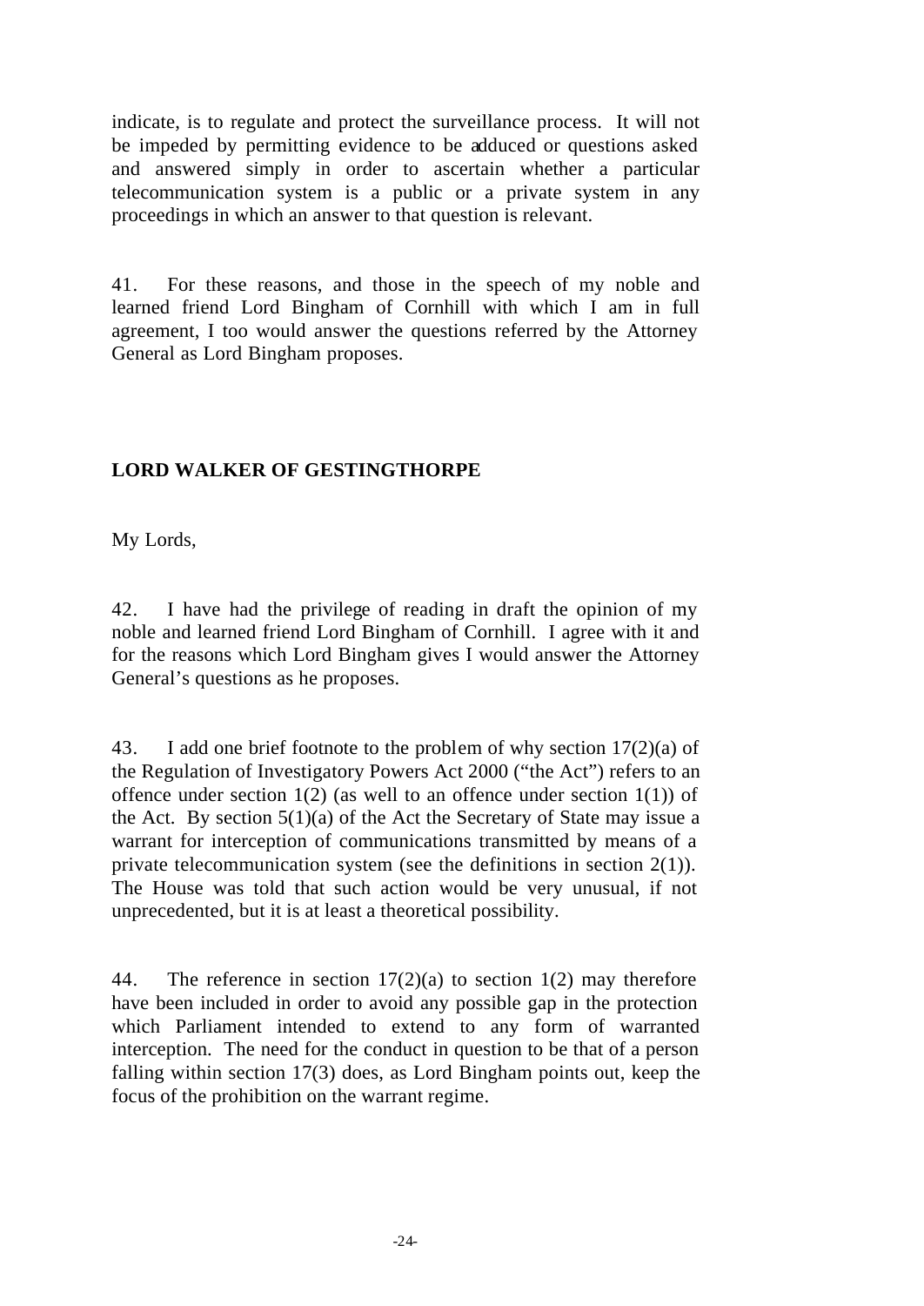indicate, is to regulate and protect the surveillance process. It will not be impeded by permitting evidence to be adduced or questions asked and answered simply in order to ascertain whether a particular telecommunication system is a public or a private system in any proceedings in which an answer to that question is relevant.

41. For these reasons, and those in the speech of my noble and learned friend Lord Bingham of Cornhill with which I am in full agreement, I too would answer the questions referred by the Attorney General as Lord Bingham proposes.

**LORD WALKER OF GESTINGTHORPE**

My Lords,

42. I have had the privilege of reading in draft the opinion of my noble and learned friend Lord Bingham of Cornhill. I agree with it and for the reasons which Lord Bingham gives I would answer the Attorney General's questions as he proposes.

43. I add one brief footnote to the problem of why section 17(2)(a) of the Regulation of Investigatory Powers Act 2000 ("the Act") refers to an offence under section 1(2) (as well to an offence under section 1(1)) of the Act. By section 5(1)(a) of the Act the Secretary of State may issue a warrant for interception of communications transmitted by means of a private telecommunication system (see the definitions in section 2(1)). The House was told that such action would be very unusual, if not unprecedented, but it is at least a theoretical possibility.

44. The reference in section 17(2)(a) to section 1(2) may therefore have been included in order to avoid any possible gap in the protection which Parliament intended to extend to any form of warranted interception. The need for the conduct in question to be that of a person falling within section 17(3) does, as Lord Bingham points out, keep the focus of the prohibition on the warrant regime.